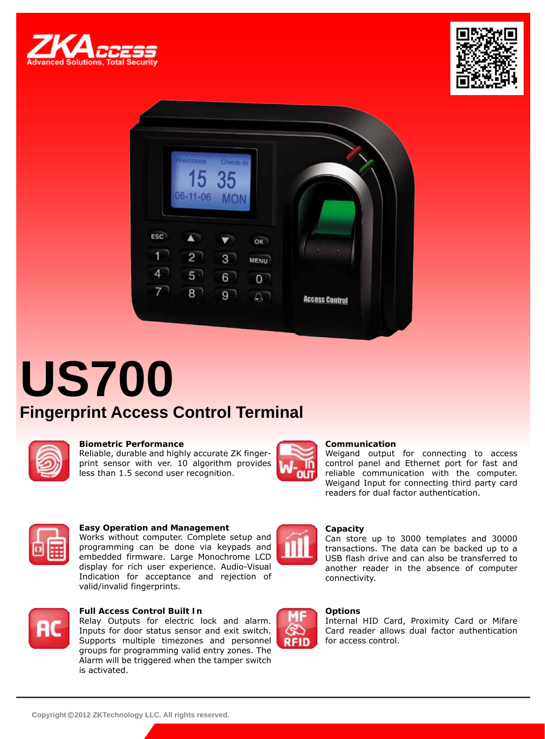ZKAccess
Advanced Solutions, Total Security

# US700

## Fingerprint Access Control Terminal

**Biometric Performance**
Reliable, durable and highly accurate ZK fingerprint sensor with ver. 10 algorithm provides less than 1.5 second user recognition.

**Communication**
Weigand output for connecting to access control panel and Ethernet port for fast and reliable communication with the computer. Weigand Input for connecting third party card readers for dual factor authentication.

**Easy Operation and Management**
Works without computer. Complete setup and programming can be done via keypads and embedded firmware. Large Monochrome LCD display for rich user experience. Audio-Visual Indication for acceptance and rejection of valid/invalid fingerprints.

**Capacity**
Can store up to 3000 templates and 30000 transactions. The data can be backed up to a USB flash drive and can also be transferred to another reader in the absence of computer connectivity.

**Full Access Control Built In**
Relay Outputs for electric lock and alarm. Inputs for door status sensor and exit switch. Supports multiple timezones and personnel groups for programming valid entry zones. The Alarm will be triggered when the tamper switch is activated.

**Options**
Internal HID Card, Proximity Card or Mifare Card reader allows dual factor authentication for access control.

Copyright©2012 ZKTechnology LLC. All rights reserved.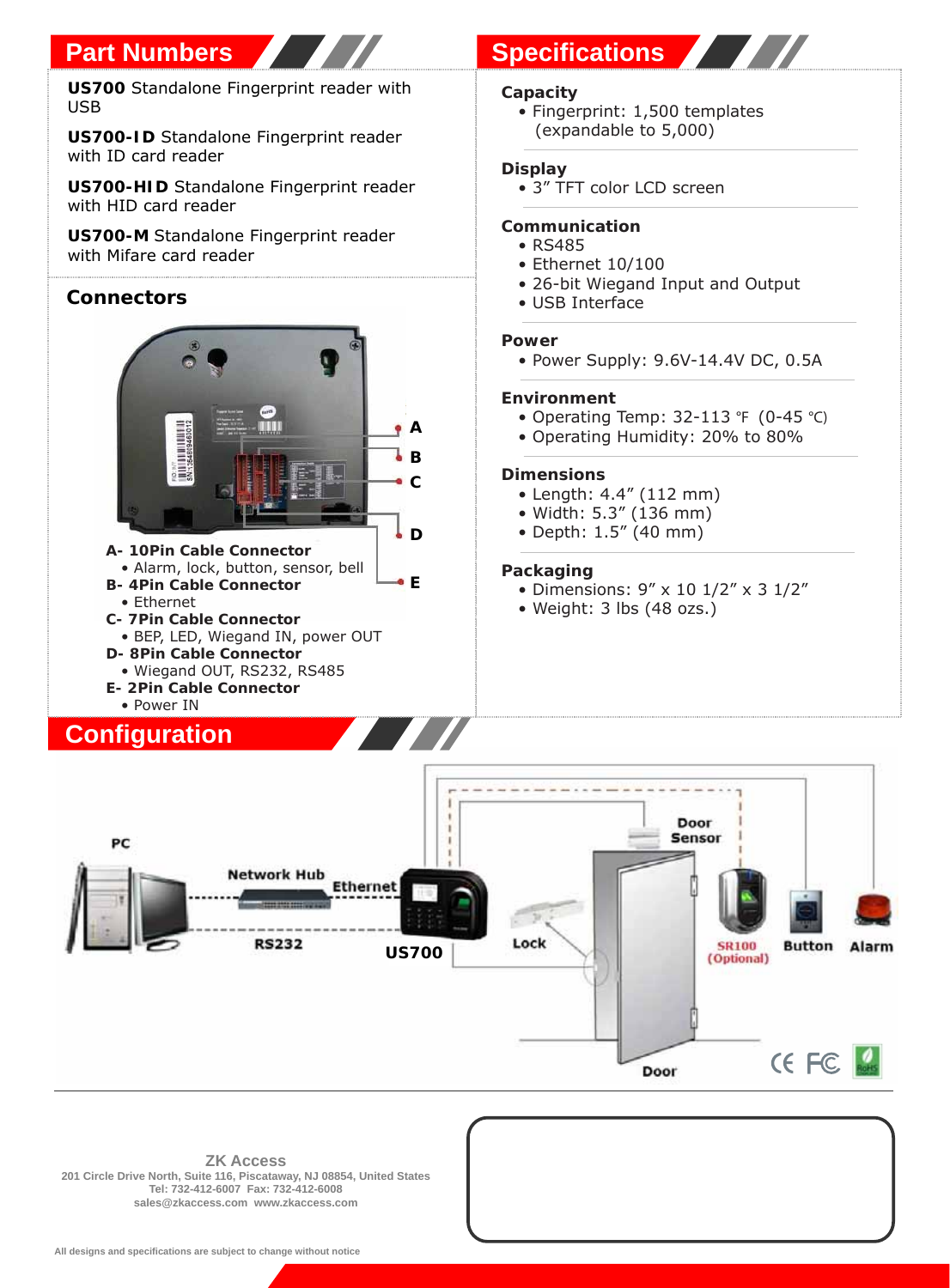## Part Numbers

**US700** Standalone Fingerprint reader with USB

**US700-ID** Standalone Fingerprint reader with ID card reader

**US700-HID** Standalone Fingerprint reader with HID card reader

**US700-M** Standalone Fingerprint reader with Mifare card reader

### Connectors

A
B
C
D
E

**A- 10Pin Cable Connector**
- Alarm, lock, button, sensor, bell

**B- 4Pin Cable Connector**
- Ethernet

**C- 7Pin Cable Connector**
- BEP, LED, Wiegand IN, power OUT

**D- 8Pin Cable Connector**
- Wiegand OUT, RS232, RS485

**E- 2Pin Cable Connector**
- Power IN

## Specifications

**Capacity**
- Fingerprint: 1,500 templates (expandable to 5,000)

**Display**
- 3" TFT color LCD screen

**Communication**
- RS485
- Ethernet 10/100
- 26-bit Wiegand Input and Output
- USB Interface

**Power**
- Power Supply: 9.6V-14.4V DC, 0.5A

**Environment**
- Operating Temp: 32-113 ℉ (0-45 ℃)
- Operating Humidity: 20% to 80%

**Dimensions**
- Length: 4.4" (112 mm)
- Width: 5.3" (136 mm)
- Depth: 1.5" (40 mm)

**Packaging**
- Dimensions: 9" x 10 1/2" x 3 1/2"
- Weight: 3 lbs (48 ozs.)

## Configuration

PC
Network Hub
Ethernet
RS232
US700
Lock
Door Sensor
Door
SR100 (Optional)
Button
Alarm

ZK Access
201 Circle Drive North, Suite 116, Piscataway, NJ 08854, United States
Tel: 732-412-6007 Fax: 732-412-6008
sales@zkaccess.com www.zkaccess.com

All designs and specifications are subject to change without notice